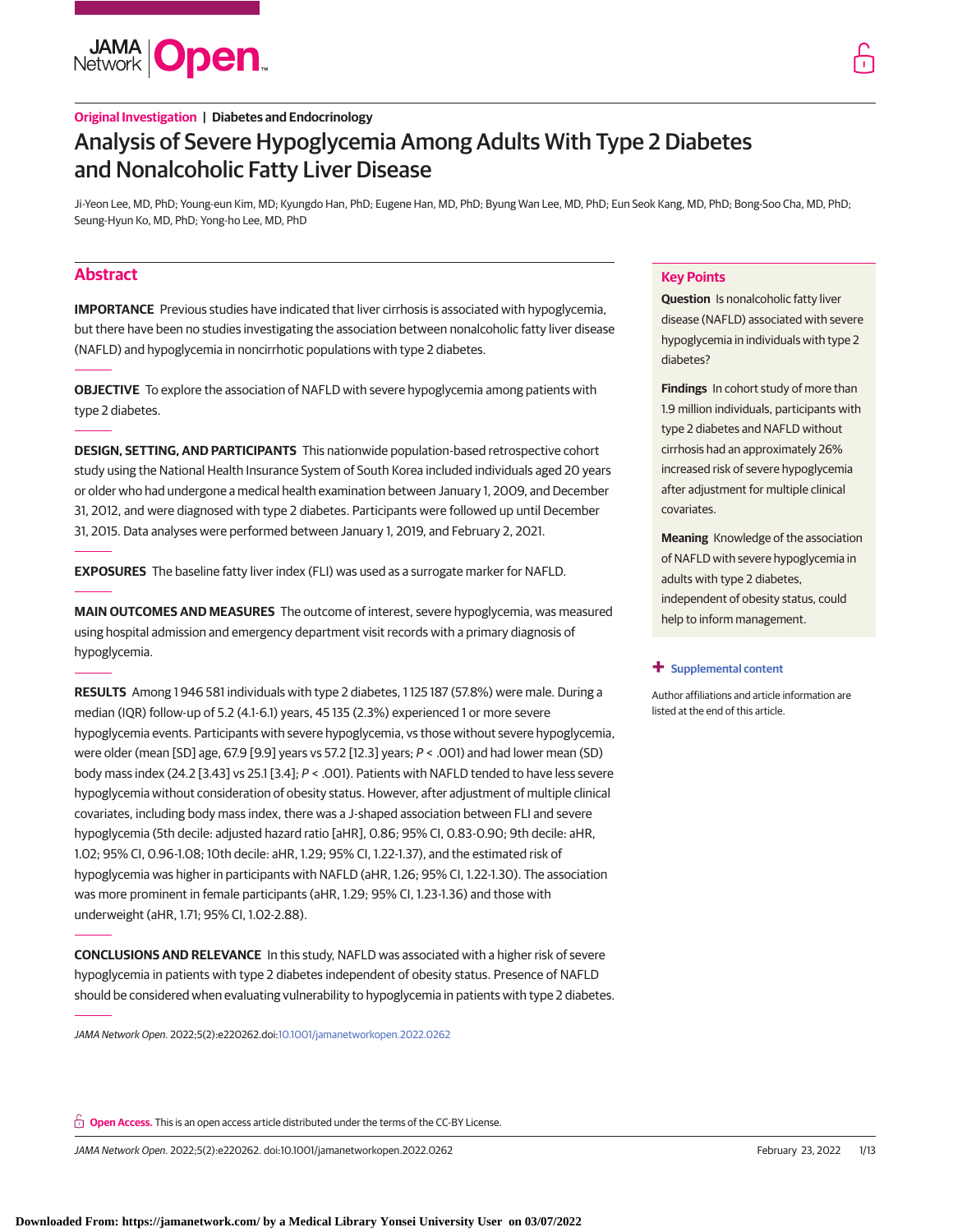Original Investigation | Diabetes and Endocrinology

# Analysis of Severe Hypoglycemia Among Adults With Type 2 Diabetes and Nonalcoholic Fatty Liver Disease

Ji-Yeon Lee, MD, PhD; Young-eun Kim, MD; Kyungdo Han, PhD; Eugene Han, MD, PhD; Byung Wan Lee, MD, PhD; Eun Seok Kang, MD, PhD; Bong-Soo Cha, MD, PhD; Seung-Hyun Ko, MD, PhD; Yong-ho Lee, MD, PhD

## Abstract

**IMPORTANCE** Previous studies have indicated that liver cirrhosis is associated with hypoglycemia, but there have been no studies investigating the association between nonalcoholic fatty liver disease (NAFLD) and hypoglycemia in noncirrhotic populations with type 2 diabetes.

**OBJECTIVE** To explore the association of NAFLD with severe hypoglycemia among patients with type 2 diabetes.

**DESIGN, SETTING, AND PARTICIPANTS** This nationwide population-based retrospective cohort study using the National Health Insurance System of South Korea included individuals aged 20 years or older who had undergone a medical health examination between January 1, 2009, and December 31, 2012, and were diagnosed with type 2 diabetes. Participants were followed up until December 31, 2015. Data analyses were performed between January 1, 2019, and February 2, 2021.

**EXPOSURES** The baseline fatty liver index (FLI) was used as a surrogate marker for NAFLD.

**MAIN OUTCOMES AND MEASURES** The outcome of interest, severe hypoglycemia, was measured using hospital admission and emergency department visit records with a primary diagnosis of hypoglycemia.

**RESULTS** Among 1 946 581 individuals with type 2 diabetes, 1 125 187 (57.8%) were male. During a median (IQR) follow-up of 5.2 (4.1-6.1) years, 45 135 (2.3%) experienced 1 or more severe hypoglycemia events. Participants with severe hypoglycemia, vs those without severe hypoglycemia, were older (mean [SD] age, 67.9 [9.9] years vs 57.2 [12.3] years; *P* < .001) and had lower mean (SD) body mass index (24.2 [3.43] vs 25.1 [3.4]; *P* < .001). Patients with NAFLD tended to have less severe hypoglycemia without consideration of obesity status. However, after adjustment of multiple clinical covariates, including body mass index, there was a J-shaped association between FLI and severe hypoglycemia (5th decile: adjusted hazard ratio [aHR], 0.86; 95% CI, 0.83-0.90; 9th decile: aHR, 1.02; 95% CI, 0.96-1.08; 10th decile: aHR, 1.29; 95% CI, 1.22-1.37), and the estimated risk of hypoglycemia was higher in participants with NAFLD (aHR, 1.26; 95% CI, 1.22-1.30). The association was more prominent in female participants (aHR, 1.29; 95% CI, 1.23-1.36) and those with underweight (aHR, 1.71; 95% CI, 1.02-2.88).

**CONCLUSIONS AND RELEVANCE** In this study, NAFLD was associated with a higher risk of severe hypoglycemia in patients with type 2 diabetes independent of obesity status. Presence of NAFLD should be considered when evaluating vulnerability to hypoglycemia in patients with type 2 diabetes.

*JAMA Network Open*. 2022;5(2):e220262. doi:10.1001/jamanetworkopen.2022.0262

## Key Points

**Question** Is nonalcoholic fatty liver disease (NAFLD) associated with severe hypoglycemia in individuals with type 2 diabetes?

**Findings** In cohort study of more than 1.9 million individuals, participants with type 2 diabetes and NAFLD without cirrhosis had an approximately 26% increased risk of severe hypoglycemia after adjustment for multiple clinical covariates.

**Meaning** Knowledge of the association of NAFLD with severe hypoglycemia in adults with type 2 diabetes, independent of obesity status, could help to inform management.

+ Supplemental content

Author affiliations and article information are listed at the end of this article.

**Open Access.** This is an open access article distributed under the terms of the CC-BY License.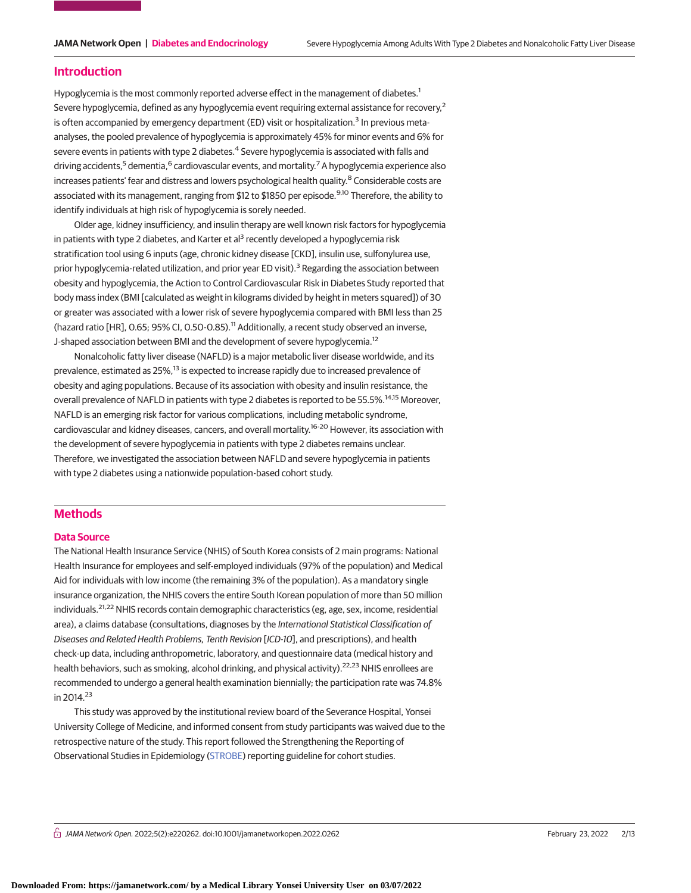## Introduction

Hypoglycemia is the most commonly reported adverse effect in the management of diabetes.[1] Severe hypoglycemia, defined as any hypoglycemia event requiring external assistance for recovery,[2] is often accompanied by emergency department (ED) visit or hospitalization.[3] In previous meta-analyses, the pooled prevalence of hypoglycemia is approximately 45% for minor events and 6% for severe events in patients with type 2 diabetes.[4] Severe hypoglycemia is associated with falls and driving accidents,[5] dementia,[6] cardiovascular events, and mortality.[7] A hypoglycemia experience also increases patients' fear and distress and lowers psychological health quality.[8] Considerable costs are associated with its management, ranging from $12 to $1850 per episode.[9,10] Therefore, the ability to identify individuals at high risk of hypoglycemia is sorely needed.

Older age, kidney insufficiency, and insulin therapy are well known risk factors for hypoglycemia in patients with type 2 diabetes, and Karter et al[3] recently developed a hypoglycemia risk stratification tool using 6 inputs (age, chronic kidney disease [CKD], insulin use, sulfonylurea use, prior hypoglycemia-related utilization, and prior year ED visit).[3] Regarding the association between obesity and hypoglycemia, the Action to Control Cardiovascular Risk in Diabetes Study reported that body mass index (BMI [calculated as weight in kilograms divided by height in meters squared]) of 30 or greater was associated with a lower risk of severe hypoglycemia compared with BMI less than 25 (hazard ratio [HR], 0.65; 95% CI, 0.50-0.85).[11] Additionally, a recent study observed an inverse, J-shaped association between BMI and the development of severe hypoglycemia.[12]

Nonalcoholic fatty liver disease (NAFLD) is a major metabolic liver disease worldwide, and its prevalence, estimated as 25%,[13] is expected to increase rapidly due to increased prevalence of obesity and aging populations. Because of its association with obesity and insulin resistance, the overall prevalence of NAFLD in patients with type 2 diabetes is reported to be 55.5%.[14,15] Moreover, NAFLD is an emerging risk factor for various complications, including metabolic syndrome, cardiovascular and kidney diseases, cancers, and overall mortality.[16-20] However, its association with the development of severe hypoglycemia in patients with type 2 diabetes remains unclear. Therefore, we investigated the association between NAFLD and severe hypoglycemia in patients with type 2 diabetes using a nationwide population-based cohort study.

## Methods

### Data Source

The National Health Insurance Service (NHIS) of South Korea consists of 2 main programs: National Health Insurance for employees and self-employed individuals (97% of the population) and Medical Aid for individuals with low income (the remaining 3% of the population). As a mandatory single insurance organization, the NHIS covers the entire South Korean population of more than 50 million individuals.[21,22] NHIS records contain demographic characteristics (eg, age, sex, income, residential area), a claims database (consultations, diagnoses by the *International Statistical Classification of Diseases and Related Health Problems, Tenth Revision* [*ICD-10*], and prescriptions), and health check-up data, including anthropometric, laboratory, and questionnaire data (medical history and health behaviors, such as smoking, alcohol drinking, and physical activity).[22,23] NHIS enrollees are recommended to undergo a general health examination biennially; the participation rate was 74.8% in 2014.[23]

This study was approved by the institutional review board of the Severance Hospital, Yonsei University College of Medicine, and informed consent from study participants was waived due to the retrospective nature of the study. This report followed the Strengthening the Reporting of Observational Studies in Epidemiology (STROBE) reporting guideline for cohort studies.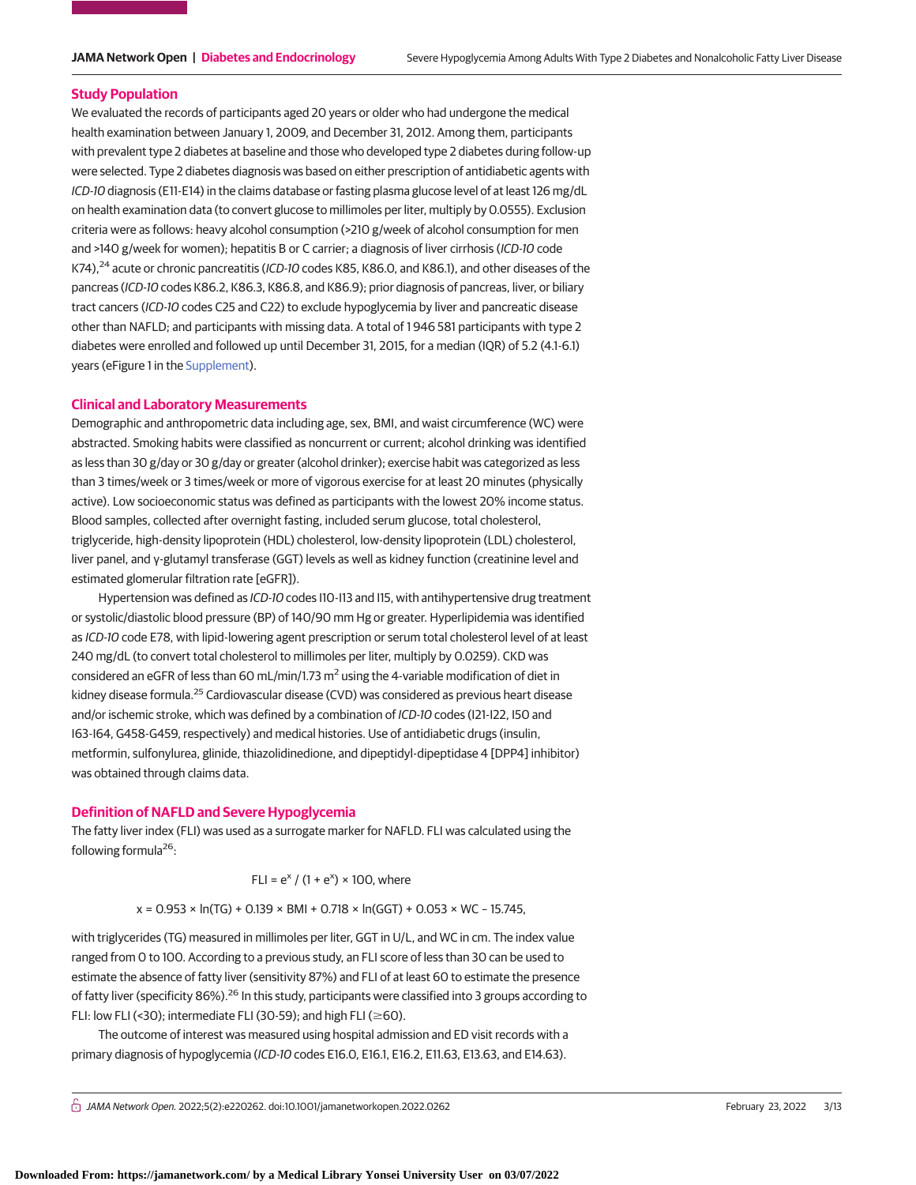## Study Population

We evaluated the records of participants aged 20 years or older who had undergone the medical health examination between January 1, 2009, and December 31, 2012. Among them, participants with prevalent type 2 diabetes at baseline and those who developed type 2 diabetes during follow-up were selected. Type 2 diabetes diagnosis was based on either prescription of antidiabetic agents with *ICD-10* diagnosis (E11-E14) in the claims database or fasting plasma glucose level of at least 126 mg/dL on health examination data (to convert glucose to millimoles per liter, multiply by 0.0555). Exclusion criteria were as follows: heavy alcohol consumption (>210 g/week of alcohol consumption for men and >140 g/week for women); hepatitis B or C carrier; a diagnosis of liver cirrhosis (*ICD-10* code K74),[24] acute or chronic pancreatitis (*ICD-10* codes K85, K86.0, and K86.1), and other diseases of the pancreas (*ICD-10* codes K86.2, K86.3, K86.8, and K86.9); prior diagnosis of pancreas, liver, or biliary tract cancers (*ICD-10* codes C25 and C22) to exclude hypoglycemia by liver and pancreatic disease other than NAFLD; and participants with missing data. A total of 1 946 581 participants with type 2 diabetes were enrolled and followed up until December 31, 2015, for a median (IQR) of 5.2 (4.1-6.1) years (eFigure 1 in the Supplement).

## Clinical and Laboratory Measurements

Demographic and anthropometric data including age, sex, BMI, and waist circumference (WC) were abstracted. Smoking habits were classified as noncurrent or current; alcohol drinking was identified as less than 30 g/day or 30 g/day or greater (alcohol drinker); exercise habit was categorized as less than 3 times/week or 3 times/week or more of vigorous exercise for at least 20 minutes (physically active). Low socioeconomic status was defined as participants with the lowest 20% income status. Blood samples, collected after overnight fasting, included serum glucose, total cholesterol, triglyceride, high-density lipoprotein (HDL) cholesterol, low-density lipoprotein (LDL) cholesterol, liver panel, and γ-glutamyl transferase (GGT) levels as well as kidney function (creatinine level and estimated glomerular filtration rate [eGFR]).

Hypertension was defined as *ICD-10* codes I10-I13 and I15, with antihypertensive drug treatment or systolic/diastolic blood pressure (BP) of 140/90 mm Hg or greater. Hyperlipidemia was identified as *ICD-10* code E78, with lipid-lowering agent prescription or serum total cholesterol level of at least 240 mg/dL (to convert total cholesterol to millimoles per liter, multiply by 0.0259). CKD was considered an eGFR of less than 60 mL/min/1.73 $m^2$ using the 4-variable modification of diet in kidney disease formula.[25] Cardiovascular disease (CVD) was considered as previous heart disease and/or ischemic stroke, which was defined by a combination of *ICD-10* codes (I21-I22, I50 and I63-I64, G458-G459, respectively) and medical histories. Use of antidiabetic drugs (insulin, metformin, sulfonylurea, glinide, thiazolidinedione, and dipeptidyl-dipeptidase 4 [DPP4] inhibitor) was obtained through claims data.

## Definition of NAFLD and Severe Hypoglycemia

The fatty liver index (FLI) was used as a surrogate marker for NAFLD. FLI was calculated using the following formula[26]:

$$\text{FLI} = e^x / (1 + e^x) \times 100, \text{ where}$$

$$x = 0.953 \times \ln(\text{TG}) + 0.139 \times \text{BMI} + 0.718 \times \ln(\text{GGT}) + 0.053 \times \text{WC} - 15.745,$$

with triglycerides (TG) measured in millimoles per liter, GGT in U/L, and WC in cm. The index value ranged from 0 to 100. According to a previous study, an FLI score of less than 30 can be used to estimate the absence of fatty liver (sensitivity 87%) and FLI of at least 60 to estimate the presence of fatty liver (specificity 86%).[26] In this study, participants were classified into 3 groups according to FLI: low FLI (<30); intermediate FLI (30-59); and high FLI (≥60).

The outcome of interest was measured using hospital admission and ED visit records with a primary diagnosis of hypoglycemia (*ICD-10* codes E16.0, E16.1, E16.2, E11.63, E13.63, and E14.63).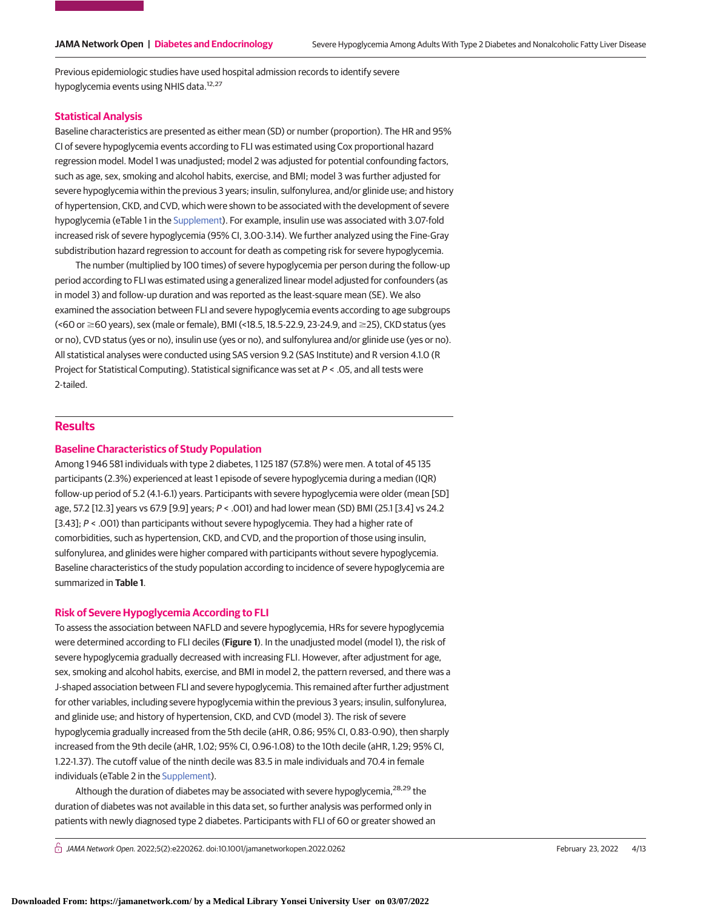Previous epidemiologic studies have used hospital admission records to identify severe hypoglycemia events using NHIS data.[12,27]

### Statistical Analysis

Baseline characteristics are presented as either mean (SD) or number (proportion). The HR and 95% CI of severe hypoglycemia events according to FLI was estimated using Cox proportional hazard regression model. Model 1 was unadjusted; model 2 was adjusted for potential confounding factors, such as age, sex, smoking and alcohol habits, exercise, and BMI; model 3 was further adjusted for severe hypoglycemia within the previous 3 years; insulin, sulfonylurea, and/or glinide use; and history of hypertension, CKD, and CVD, which were shown to be associated with the development of severe hypoglycemia (eTable 1 in the Supplement). For example, insulin use was associated with 3.07-fold increased risk of severe hypoglycemia (95% CI, 3.00-3.14). We further analyzed using the Fine-Gray subdistribution hazard regression to account for death as competing risk for severe hypoglycemia.

The number (multiplied by 100 times) of severe hypoglycemia per person during the follow-up period according to FLI was estimated using a generalized linear model adjusted for confounders (as in model 3) and follow-up duration and was reported as the least-square mean (SE). We also examined the association between FLI and severe hypoglycemia events according to age subgroups (<60 or ≥60 years), sex (male or female), BMI (<18.5, 18.5-22.9, 23-24.9, and ≥25), CKD status (yes or no), CVD status (yes or no), insulin use (yes or no), and sulfonylurea and/or glinide use (yes or no). All statistical analyses were conducted using SAS version 9.2 (SAS Institute) and R version 4.1.0 (R Project for Statistical Computing). Statistical significance was set at *P* < .05, and all tests were 2-tailed.

## Results

### Baseline Characteristics of Study Population

Among 1 946 581 individuals with type 2 diabetes, 1 125 187 (57.8%) were men. A total of 45 135 participants (2.3%) experienced at least 1 episode of severe hypoglycemia during a median (IQR) follow-up period of 5.2 (4.1-6.1) years. Participants with severe hypoglycemia were older (mean [SD] age, 57.2 [12.3] years vs 67.9 [9.9] years; *P* < .001) and had lower mean (SD) BMI (25.1 [3.4] vs 24.2 [3.43]; *P* < .001) than participants without severe hypoglycemia. They had a higher rate of comorbidities, such as hypertension, CKD, and CVD, and the proportion of those using insulin, sulfonylurea, and glinides were higher compared with participants without severe hypoglycemia. Baseline characteristics of the study population according to incidence of severe hypoglycemia are summarized in **Table 1**.

### Risk of Severe Hypoglycemia According to FLI

To assess the association between NAFLD and severe hypoglycemia, HRs for severe hypoglycemia were determined according to FLI deciles (**Figure 1**). In the unadjusted model (model 1), the risk of severe hypoglycemia gradually decreased with increasing FLI. However, after adjustment for age, sex, smoking and alcohol habits, exercise, and BMI in model 2, the pattern reversed, and there was a J-shaped association between FLI and severe hypoglycemia. This remained after further adjustment for other variables, including severe hypoglycemia within the previous 3 years; insulin, sulfonylurea, and glinide use; and history of hypertension, CKD, and CVD (model 3). The risk of severe hypoglycemia gradually increased from the 5th decile (aHR, 0.86; 95% CI, 0.83-0.90), then sharply increased from the 9th decile (aHR, 1.02; 95% CI, 0.96-1.08) to the 10th decile (aHR, 1.29; 95% CI, 1.22-1.37). The cutoff value of the ninth decile was 83.5 in male individuals and 70.4 in female individuals (eTable 2 in the Supplement).

Although the duration of diabetes may be associated with severe hypoglycemia,[28,29] the duration of diabetes was not available in this data set, so further analysis was performed only in patients with newly diagnosed type 2 diabetes. Participants with FLI of 60 or greater showed an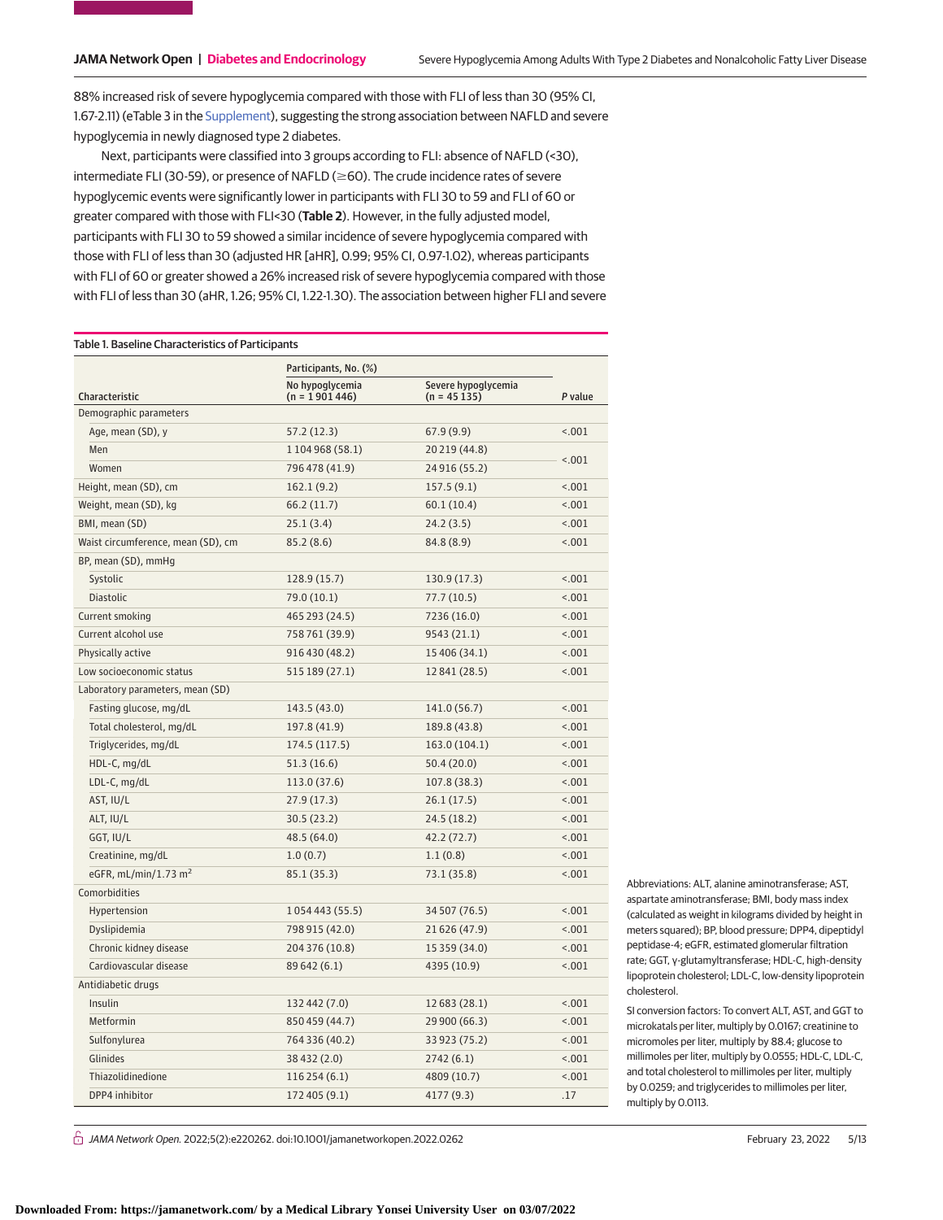88% increased risk of severe hypoglycemia compared with those with FLI of less than 30 (95% CI, 1.67-2.11) (eTable 3 in the Supplement), suggesting the strong association between NAFLD and severe hypoglycemia in newly diagnosed type 2 diabetes.

Next, participants were classified into 3 groups according to FLI: absence of NAFLD (<30), intermediate FLI (30-59), or presence of NAFLD (≥60). The crude incidence rates of severe hypoglycemic events were significantly lower in participants with FLI 30 to 59 and FLI of 60 or greater compared with those with FLI<30 (**Table 2**). However, in the fully adjusted model, participants with FLI 30 to 59 showed a similar incidence of severe hypoglycemia compared with those with FLI of less than 30 (adjusted HR [aHR], 0.99; 95% CI, 0.97-1.02), whereas participants with FLI of 60 or greater showed a 26% increased risk of severe hypoglycemia compared with those with FLI of less than 30 (aHR, 1.26; 95% CI, 1.22-1.30). The association between higher FLI and severe

Table 1. Baseline Characteristics of Participants

| Characteristic | Participants, No. (%) | | P value |
|---|---|---|---|
| | No hypoglycemia (n = 1 901 446) | Severe hypoglycemia (n = 45 135) | |
| Demographic parameters | | | |
| Age, mean (SD), y | 57.2 (12.3) | 67.9 (9.9) | <.001 |
| Men | 1 104 968 (58.1) | 20 219 (44.8) | <.001 |
| Women | 796 478 (41.9) | 24 916 (55.2) | |
| Height, mean (SD), cm | 162.1 (9.2) | 157.5 (9.1) | <.001 |
| Weight, mean (SD), kg | 66.2 (11.7) | 60.1 (10.4) | <.001 |
| BMI, mean (SD) | 25.1 (3.4) | 24.2 (3.5) | <.001 |
| Waist circumference, mean (SD), cm | 85.2 (8.6) | 84.8 (8.9) | <.001 |
| BP, mean (SD), mmHg | | | |
| Systolic | 128.9 (15.7) | 130.9 (17.3) | <.001 |
| Diastolic | 79.0 (10.1) | 77.7 (10.5) | <.001 |
| Current smoking | 465 293 (24.5) | 7236 (16.0) | <.001 |
| Current alcohol use | 758 761 (39.9) | 9543 (21.1) | <.001 |
| Physically active | 916 430 (48.2) | 15 406 (34.1) | <.001 |
| Low socioeconomic status | 515 189 (27.1) | 12 841 (28.5) | <.001 |
| Laboratory parameters, mean (SD) | | | |
| Fasting glucose, mg/dL | 143.5 (43.0) | 141.0 (56.7) | <.001 |
| Total cholesterol, mg/dL | 197.8 (41.9) | 189.8 (43.8) | <.001 |
| Triglycerides, mg/dL | 174.5 (117.5) | 163.0 (104.1) | <.001 |
| HDL-C, mg/dL | 51.3 (16.6) | 50.4 (20.0) | <.001 |
| LDL-C, mg/dL | 113.0 (37.6) | 107.8 (38.3) | <.001 |
| AST, IU/L | 27.9 (17.3) | 26.1 (17.5) | <.001 |
| ALT, IU/L | 30.5 (23.2) | 24.5 (18.2) | <.001 |
| GGT, IU/L | 48.5 (64.0) | 42.2 (72.7) | <.001 |
| Creatinine, mg/dL | 1.0 (0.7) | 1.1 (0.8) | <.001 |
| eGFR, mL/min/1.73 $m^2$ | 85.1 (35.3) | 73.1 (35.8) | <.001 |
| Comorbidities | | | |
| Hypertension | 1 054 443 (55.5) | 34 507 (76.5) | <.001 |
| Dyslipidemia | 798 915 (42.0) | 21 626 (47.9) | <.001 |
| Chronic kidney disease | 204 376 (10.8) | 15 359 (34.0) | <.001 |
| Cardiovascular disease | 89 642 (6.1) | 4395 (10.9) | <.001 |
| Antidiabetic drugs | | | |
| Insulin | 132 442 (7.0) | 12 683 (28.1) | <.001 |
| Metformin | 850 459 (44.7) | 29 900 (66.3) | <.001 |
| Sulfonylurea | 764 336 (40.2) | 33 923 (75.2) | <.001 |
| Glinides | 38 432 (2.0) | 2742 (6.1) | <.001 |
| Thiazolidinedione | 116 254 (6.1) | 4809 (10.7) | <.001 |
| DPP4 inhibitor | 172 405 (9.1) | 4177 (9.3) | .17 |

Abbreviations: ALT, alanine aminotransferase; AST, aspartate aminotransferase; BMI, body mass index (calculated as weight in kilograms divided by height in meters squared); BP, blood pressure; DPP4, dipeptidyl peptidase-4; eGFR, estimated glomerular filtration rate; GGT, γ-glutamyltransferase; HDL-C, high-density lipoprotein cholesterol; LDL-C, low-density lipoprotein cholesterol.

SI conversion factors: To convert ALT, AST, and GGT to microkatals per liter, multiply by 0.0167; creatinine to micromoles per liter, multiply by 88.4; glucose to millimoles per liter, multiply by 0.0555; HDL-C, LDL-C, and total cholesterol to millimoles per liter, multiply by 0.0259; and triglycerides to millimoles per liter, multiply by 0.0113.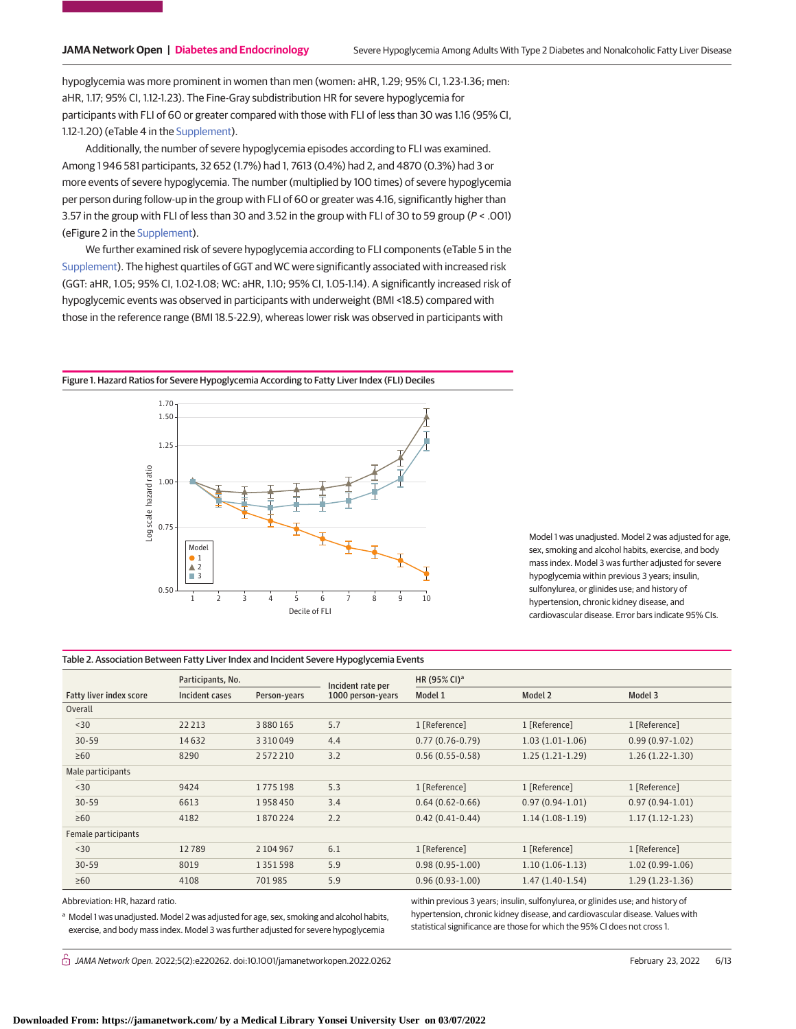hypoglycemia was more prominent in women than men (women: aHR, 1.29; 95% CI, 1.23-1.36; men: aHR, 1.17; 95% CI, 1.12-1.23). The Fine-Gray subdistribution HR for severe hypoglycemia for participants with FLI of 60 or greater compared with those with FLI of less than 30 was 1.16 (95% CI, 1.12-1.20) (eTable 4 in the Supplement).

Additionally, the number of severe hypoglycemia episodes according to FLI was examined. Among 1 946 581 participants, 32 652 (1.7%) had 1, 7613 (0.4%) had 2, and 4870 (0.3%) had 3 or more events of severe hypoglycemia. The number (multiplied by 100 times) of severe hypoglycemia per person during follow-up in the group with FLI of 60 or greater was 4.16, significantly higher than 3.57 in the group with FLI of less than 30 and 3.52 in the group with FLI of 30 to 59 group ($P < .001$) (eFigure 2 in the Supplement).

We further examined risk of severe hypoglycemia according to FLI components (eTable 5 in the Supplement). The highest quartiles of GGT and WC were significantly associated with increased risk (GGT: aHR, 1.05; 95% CI, 1.02-1.08; WC: aHR, 1.10; 95% CI, 1.05-1.14). A significantly increased risk of hypoglycemic events was observed in participants with underweight (BMI <18.5) compared with those in the reference range (BMI 18.5-22.9), whereas lower risk was observed in participants with

Figure 1. Hazard Ratios for Severe Hypoglycemia According to Fatty Liver Index (FLI) Deciles

Model 1 was unadjusted. Model 2 was adjusted for age, sex, smoking and alcohol habits, exercise, and body mass index. Model 3 was further adjusted for severe hypoglycemia within previous 3 years; insulin, sulfonylurea, or glinides use; and history of hypertension, chronic kidney disease, and cardiovascular disease. Error bars indicate 95% CIs.

Table 2. Association Between Fatty Liver Index and Incident Severe Hypoglycemia Events

| Fatty liver index score | Participants, No. | | Incident rate per 1000 person-years | HR (95% CI)[a] | | |
|---|---|---|---|---|---|---|
| | Incident cases | Person-years | | Model 1 | Model 2 | Model 3 |
| Overall | | | | | | |
| <30 | 22 213 | 3 880 165 | 5.7 | 1 [Reference] | 1 [Reference] | 1 [Reference] |
| 30-59 | 14 632 | 3 310 049 | 4.4 | 0.77 (0.76-0.79) | 1.03 (1.01-1.06) | 0.99 (0.97-1.02) |
| ≥60 | 8290 | 2 572 210 | 3.2 | 0.56 (0.55-0.58) | 1.25 (1.21-1.29) | 1.26 (1.22-1.30) |
| Male participants | | | | | | |
| <30 | 9424 | 1 775 198 | 5.3 | 1 [Reference] | 1 [Reference] | 1 [Reference] |
| 30-59 | 6613 | 1 958 450 | 3.4 | 0.64 (0.62-0.66) | 0.97 (0.94-1.01) | 0.97 (0.94-1.01) |
| ≥60 | 4182 | 1 870 224 | 2.2 | 0.42 (0.41-0.44) | 1.14 (1.08-1.19) | 1.17 (1.12-1.23) |
| Female participants | | | | | | |
| <30 | 12 789 | 2 104 967 | 6.1 | 1 [Reference] | 1 [Reference] | 1 [Reference] |
| 30-59 | 8019 | 1 351 598 | 5.9 | 0.98 (0.95-1.00) | 1.10 (1.06-1.13) | 1.02 (0.99-1.06) |
| ≥60 | 4108 | 701 985 | 5.9 | 0.96 (0.93-1.00) | 1.47 (1.40-1.54) | 1.29 (1.23-1.36) |

Abbreviation: HR, hazard ratio.

[a] Model 1 was unadjusted. Model 2 was adjusted for age, sex, smoking and alcohol habits, exercise, and body mass index. Model 3 was further adjusted for severe hypoglycemia within previous 3 years; insulin, sulfonylurea, or glinides use; and history of hypertension, chronic kidney disease, and cardiovascular disease. Values with statistical significance are those for which the 95% CI does not cross 1.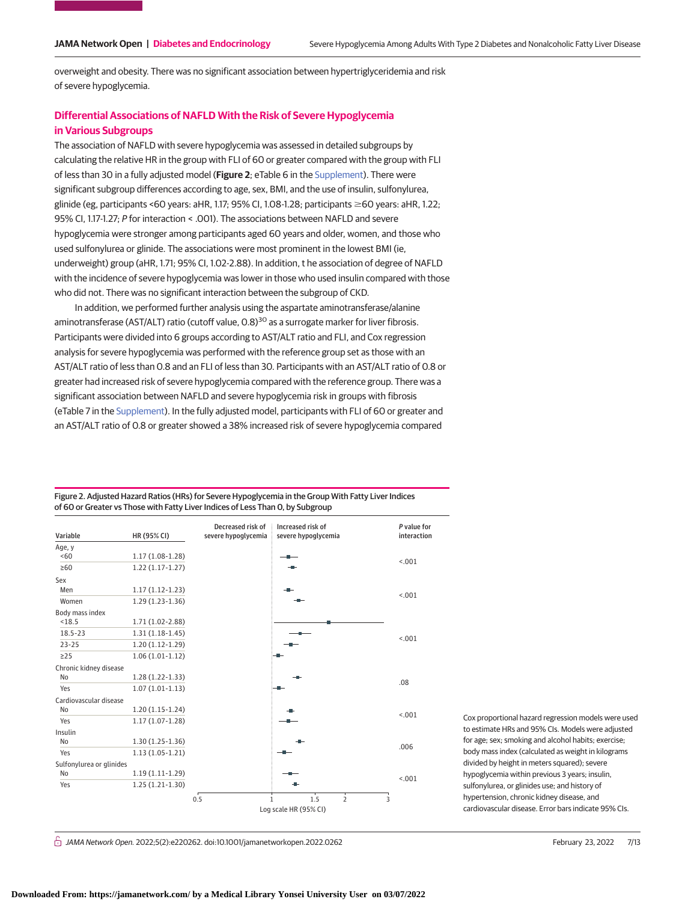overweight and obesity. There was no significant association between hypertriglyceridemia and risk of severe hypoglycemia.

## Differential Associations of NAFLD With the Risk of Severe Hypoglycemia in Various Subgroups

The association of NAFLD with severe hypoglycemia was assessed in detailed subgroups by calculating the relative HR in the group with FLI of 60 or greater compared with the group with FLI of less than 30 in a fully adjusted model (**Figure 2**; eTable 6 in the Supplement). There were significant subgroup differences according to age, sex, BMI, and the use of insulin, sulfonylurea, glinide (eg, participants <60 years: aHR, 1.17; 95% CI, 1.08-1.28; participants ≥60 years: aHR, 1.22; 95% CI, 1.17-1.27; *P* for interaction < .001). The associations between NAFLD and severe hypoglycemia were stronger among participants aged 60 years and older, women, and those who used sulfonylurea or glinide. The associations were most prominent in the lowest BMI (ie, underweight) group (aHR, 1.71; 95% CI, 1.02-2.88). In addition, t he association of degree of NAFLD with the incidence of severe hypoglycemia was lower in those who used insulin compared with those who did not. There was no significant interaction between the subgroup of CKD.

In addition, we performed further analysis using the aspartate aminotransferase/alanine aminotransferase (AST/ALT) ratio (cutoff value, 0.8)[30] as a surrogate marker for liver fibrosis. Participants were divided into 6 groups according to AST/ALT ratio and FLI, and Cox regression analysis for severe hypoglycemia was performed with the reference group set as those with an AST/ALT ratio of less than 0.8 and an FLI of less than 30. Participants with an AST/ALT ratio of 0.8 or greater had increased risk of severe hypoglycemia compared with the reference group. There was a significant association between NAFLD and severe hypoglycemia risk in groups with fibrosis (eTable 7 in the Supplement). In the fully adjusted model, participants with FLI of 60 or greater and an AST/ALT ratio of 0.8 or greater showed a 38% increased risk of severe hypoglycemia compared

Figure 2. Adjusted Hazard Ratios (HRs) for Severe Hypoglycemia in the Group With Fatty Liver Indices of 60 or Greater vs Those with Fatty Liver Indices of Less Than 0, by Subgroup

| Variable | HR (95% CI) | *P* value for interaction |
|---|---|---|
| Age, y | | |
| <60 | 1.17 (1.08-1.28) | <.001 |
| ≥60 | 1.22 (1.17-1.27) | |
| Sex | | |
| Men | 1.17 (1.12-1.23) | <.001 |
| Women | 1.29 (1.23-1.36) | |
| Body mass index | | |
| <18.5 | 1.71 (1.02-2.88) | <.001 |
| 18.5-23 | 1.31 (1.18-1.45) | |
| 23-25 | 1.20 (1.12-1.29) | |
| ≥25 | 1.06 (1.01-1.12) | |
| Chronic kidney disease | | |
| No | 1.28 (1.22-1.33) | .08 |
| Yes | 1.07 (1.01-1.13) | |
| Cardiovascular disease | | |
| No | 1.20 (1.15-1.24) | <.001 |
| Yes | 1.17 (1.07-1.28) | |
| Insulin | | |
| No | 1.30 (1.25-1.36) | .006 |
| Yes | 1.13 (1.05-1.21) | |
| Sulfonylurea or glinides | | |
| No | 1.19 (1.11-1.29) | <.001 |
| Yes | 1.25 (1.21-1.30) | |

Log scale HR (95% CI); left of 1: Decreased risk of severe hypoglycemia; right of 1: Increased risk of severe hypoglycemia.

Cox proportional hazard regression models were used to estimate HRs and 95% CIs. Models were adjusted for age; sex; smoking and alcohol habits; exercise; body mass index (calculated as weight in kilograms divided by height in meters squared); severe hypoglycemia within previous 3 years; insulin, sulfonylurea, or glinides use; and history of hypertension, chronic kidney disease, and cardiovascular disease. Error bars indicate 95% CIs.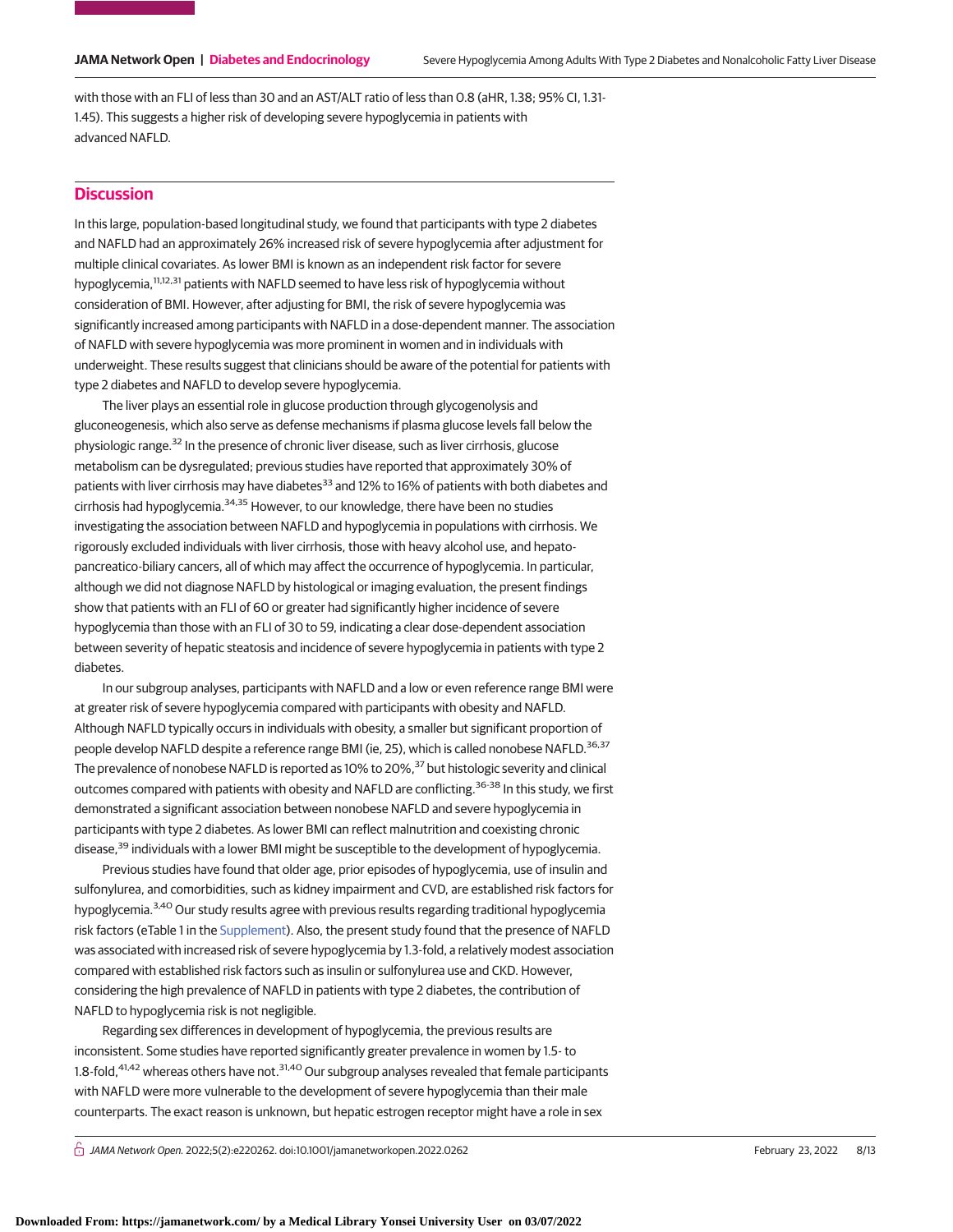with those with an FLI of less than 30 and an AST/ALT ratio of less than 0.8 (aHR, 1.38; 95% CI, 1.31-1.45). This suggests a higher risk of developing severe hypoglycemia in patients with advanced NAFLD.

## Discussion

In this large, population-based longitudinal study, we found that participants with type 2 diabetes and NAFLD had an approximately 26% increased risk of severe hypoglycemia after adjustment for multiple clinical covariates. As lower BMI is known as an independent risk factor for severe hypoglycemia,[11,12,31] patients with NAFLD seemed to have less risk of hypoglycemia without consideration of BMI. However, after adjusting for BMI, the risk of severe hypoglycemia was significantly increased among participants with NAFLD in a dose-dependent manner. The association of NAFLD with severe hypoglycemia was more prominent in women and in individuals with underweight. These results suggest that clinicians should be aware of the potential for patients with type 2 diabetes and NAFLD to develop severe hypoglycemia.

The liver plays an essential role in glucose production through glycogenolysis and gluconeogenesis, which also serve as defense mechanisms if plasma glucose levels fall below the physiologic range.[32] In the presence of chronic liver disease, such as liver cirrhosis, glucose metabolism can be dysregulated; previous studies have reported that approximately 30% of patients with liver cirrhosis may have diabetes[33] and 12% to 16% of patients with both diabetes and cirrhosis had hypoglycemia.[34,35] However, to our knowledge, there have been no studies investigating the association between NAFLD and hypoglycemia in populations with cirrhosis. We rigorously excluded individuals with liver cirrhosis, those with heavy alcohol use, and hepato-pancreatico-biliary cancers, all of which may affect the occurrence of hypoglycemia. In particular, although we did not diagnose NAFLD by histological or imaging evaluation, the present findings show that patients with an FLI of 60 or greater had significantly higher incidence of severe hypoglycemia than those with an FLI of 30 to 59, indicating a clear dose-dependent association between severity of hepatic steatosis and incidence of severe hypoglycemia in patients with type 2 diabetes.

In our subgroup analyses, participants with NAFLD and a low or even reference range BMI were at greater risk of severe hypoglycemia compared with participants with obesity and NAFLD. Although NAFLD typically occurs in individuals with obesity, a smaller but significant proportion of people develop NAFLD despite a reference range BMI (ie, 25), which is called nonobese NAFLD.[36,37] The prevalence of nonobese NAFLD is reported as 10% to 20%,[37] but histologic severity and clinical outcomes compared with patients with obesity and NAFLD are conflicting.[36-38] In this study, we first demonstrated a significant association between nonobese NAFLD and severe hypoglycemia in participants with type 2 diabetes. As lower BMI can reflect malnutrition and coexisting chronic disease,[39] individuals with a lower BMI might be susceptible to the development of hypoglycemia.

Previous studies have found that older age, prior episodes of hypoglycemia, use of insulin and sulfonylurea, and comorbidities, such as kidney impairment and CVD, are established risk factors for hypoglycemia.[3,40] Our study results agree with previous results regarding traditional hypoglycemia risk factors (eTable 1 in the Supplement). Also, the present study found that the presence of NAFLD was associated with increased risk of severe hypoglycemia by 1.3-fold, a relatively modest association compared with established risk factors such as insulin or sulfonylurea use and CKD. However, considering the high prevalence of NAFLD in patients with type 2 diabetes, the contribution of NAFLD to hypoglycemia risk is not negligible.

Regarding sex differences in development of hypoglycemia, the previous results are inconsistent. Some studies have reported significantly greater prevalence in women by 1.5- to 1.8-fold,[41,42] whereas others have not.[31,40] Our subgroup analyses revealed that female participants with NAFLD were more vulnerable to the development of severe hypoglycemia than their male counterparts. The exact reason is unknown, but hepatic estrogen receptor might have a role in sex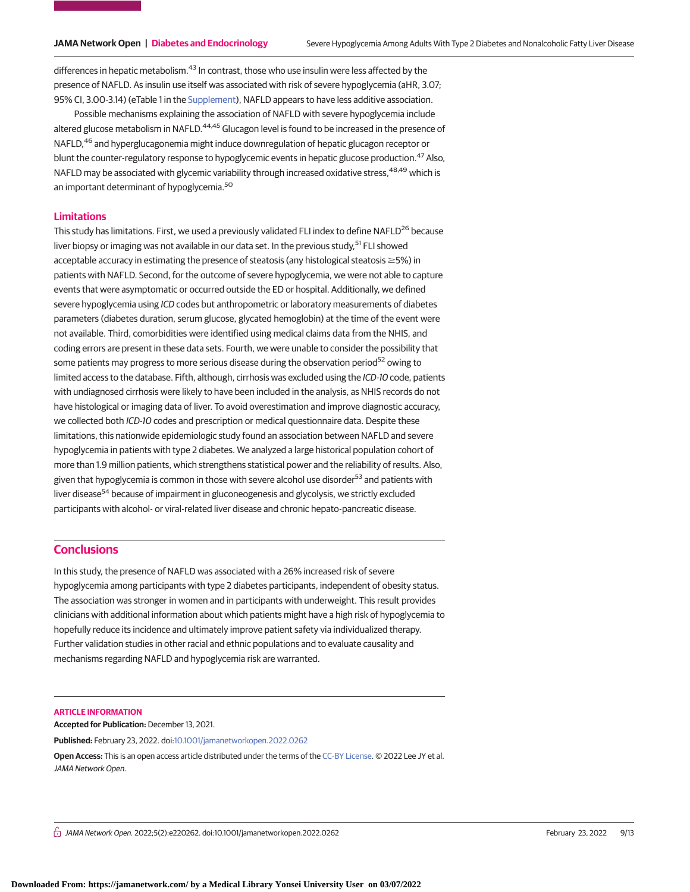differences in hepatic metabolism.[43] In contrast, those who use insulin were less affected by the presence of NAFLD. As insulin use itself was associated with risk of severe hypoglycemia (aHR, 3.07; 95% CI, 3.00-3.14) (eTable 1 in the Supplement), NAFLD appears to have less additive association.

Possible mechanisms explaining the association of NAFLD with severe hypoglycemia include altered glucose metabolism in NAFLD.[44,45] Glucagon level is found to be increased in the presence of NAFLD,[46] and hyperglucagonemia might induce downregulation of hepatic glucagon receptor or blunt the counter-regulatory response to hypoglycemic events in hepatic glucose production.[47] Also, NAFLD may be associated with glycemic variability through increased oxidative stress,[48,49] which is an important determinant of hypoglycemia.[50]

### Limitations

This study has limitations. First, we used a previously validated FLI index to define NAFLD[26] because liver biopsy or imaging was not available in our data set. In the previous study,[51] FLI showed acceptable accuracy in estimating the presence of steatosis (any histological steatosis ≥5%) in patients with NAFLD. Second, for the outcome of severe hypoglycemia, we were not able to capture events that were asymptomatic or occurred outside the ED or hospital. Additionally, we defined severe hypoglycemia using *ICD* codes but anthropometric or laboratory measurements of diabetes parameters (diabetes duration, serum glucose, glycated hemoglobin) at the time of the event were not available. Third, comorbidities were identified using medical claims data from the NHIS, and coding errors are present in these data sets. Fourth, we were unable to consider the possibility that some patients may progress to more serious disease during the observation period[52] owing to limited access to the database. Fifth, although, cirrhosis was excluded using the *ICD-10* code, patients with undiagnosed cirrhosis were likely to have been included in the analysis, as NHIS records do not have histological or imaging data of liver. To avoid overestimation and improve diagnostic accuracy, we collected both *ICD-10* codes and prescription or medical questionnaire data. Despite these limitations, this nationwide epidemiologic study found an association between NAFLD and severe hypoglycemia in patients with type 2 diabetes. We analyzed a large historical population cohort of more than 1.9 million patients, which strengthens statistical power and the reliability of results. Also, given that hypoglycemia is common in those with severe alcohol use disorder[53] and patients with liver disease[54] because of impairment in gluconeogenesis and glycolysis, we strictly excluded participants with alcohol- or viral-related liver disease and chronic hepato-pancreatic disease.

## Conclusions

In this study, the presence of NAFLD was associated with a 26% increased risk of severe hypoglycemia among participants with type 2 diabetes participants, independent of obesity status. The association was stronger in women and in participants with underweight. This result provides clinicians with additional information about which patients might have a high risk of hypoglycemia to hopefully reduce its incidence and ultimately improve patient safety via individualized therapy. Further validation studies in other racial and ethnic populations and to evaluate causality and mechanisms regarding NAFLD and hypoglycemia risk are warranted.

## ARTICLE INFORMATION

**Accepted for Publication:** December 13, 2021.

**Published:** February 23, 2022. doi:10.1001/jamanetworkopen.2022.0262

**Open Access:** This is an open access article distributed under the terms of the CC-BY License. © 2022 Lee JY et al. *JAMA Network Open*.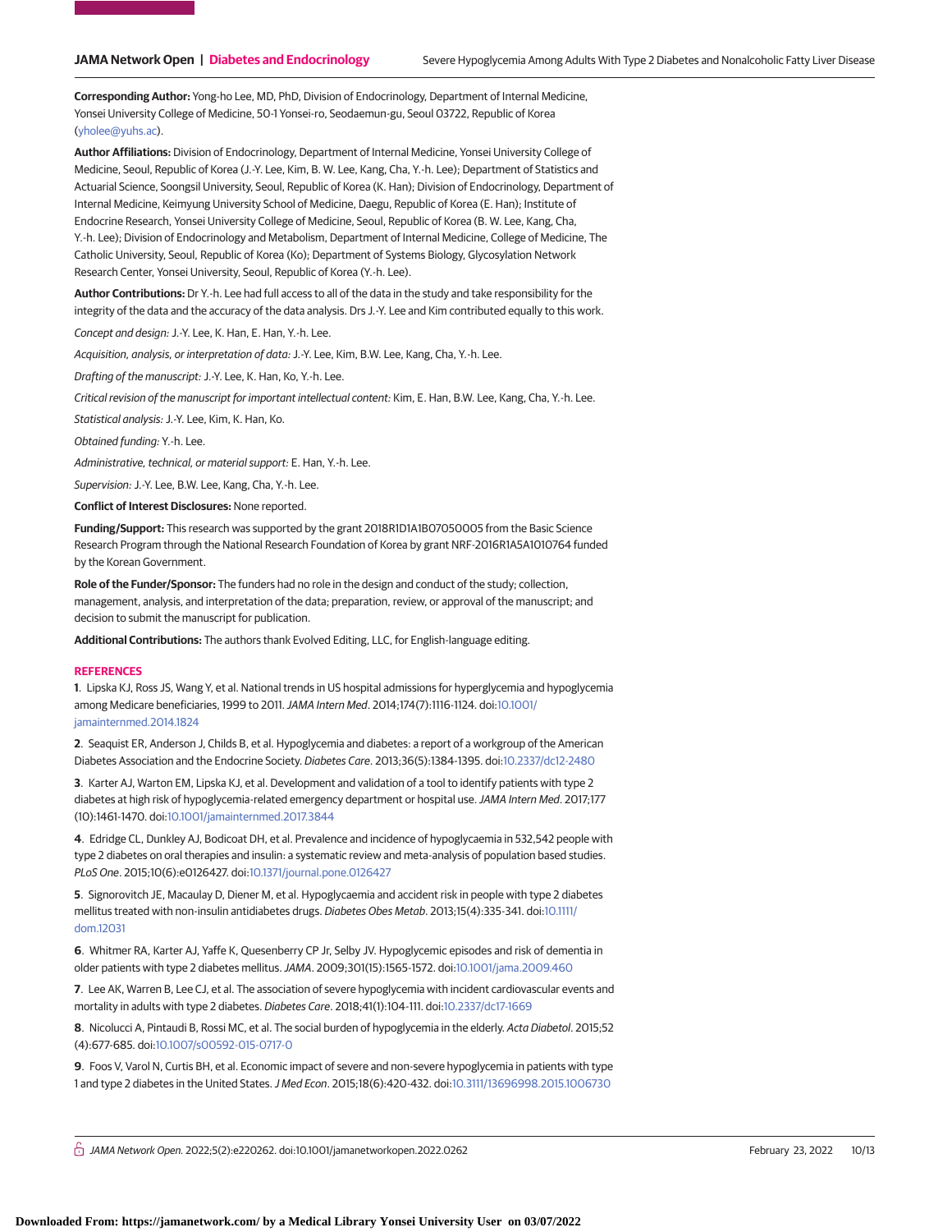**Corresponding Author:** Yong-ho Lee, MD, PhD, Division of Endocrinology, Department of Internal Medicine, Yonsei University College of Medicine, 50-1 Yonsei-ro, Seodaemun-gu, Seoul 03722, Republic of Korea (yholee@yuhs.ac).

**Author Affiliations:** Division of Endocrinology, Department of Internal Medicine, Yonsei University College of Medicine, Seoul, Republic of Korea (J.-Y. Lee, Kim, B. W. Lee, Kang, Cha, Y.-h. Lee); Department of Statistics and Actuarial Science, Soongsil University, Seoul, Republic of Korea (K. Han); Division of Endocrinology, Department of Internal Medicine, Keimyung University School of Medicine, Daegu, Republic of Korea (E. Han); Institute of Endocrine Research, Yonsei University College of Medicine, Seoul, Republic of Korea (B. W. Lee, Kang, Cha, Y.-h. Lee); Division of Endocrinology and Metabolism, Department of Internal Medicine, College of Medicine, The Catholic University, Seoul, Republic of Korea (Ko); Department of Systems Biology, Glycosylation Network Research Center, Yonsei University, Seoul, Republic of Korea (Y.-h. Lee).

**Author Contributions:** Dr Y.-h. Lee had full access to all of the data in the study and take responsibility for the integrity of the data and the accuracy of the data analysis. Drs J.-Y. Lee and Kim contributed equally to this work.

*Concept and design:* J.-Y. Lee, K. Han, E. Han, Y.-h. Lee.

*Acquisition, analysis, or interpretation of data:* J.-Y. Lee, Kim, B.W. Lee, Kang, Cha, Y.-h. Lee.

*Drafting of the manuscript:* J.-Y. Lee, K. Han, Ko, Y.-h. Lee.

*Critical revision of the manuscript for important intellectual content:* Kim, E. Han, B.W. Lee, Kang, Cha, Y.-h. Lee.

*Statistical analysis:* J.-Y. Lee, Kim, K. Han, Ko.

*Obtained funding:* Y.-h. Lee.

*Administrative, technical, or material support:* E. Han, Y.-h. Lee.

*Supervision:* J.-Y. Lee, B.W. Lee, Kang, Cha, Y.-h. Lee.

**Conflict of Interest Disclosures:** None reported.

**Funding/Support:** This research was supported by the grant 2018R1D1A1B07050005 from the Basic Science Research Program through the National Research Foundation of Korea by grant NRF-2016R1A5A1010764 funded by the Korean Government.

**Role of the Funder/Sponsor:** The funders had no role in the design and conduct of the study; collection, management, analysis, and interpretation of the data; preparation, review, or approval of the manuscript; and decision to submit the manuscript for publication.

**Additional Contributions:** The authors thank Evolved Editing, LLC, for English-language editing.

## REFERENCES

**1**. Lipska KJ, Ross JS, Wang Y, et al. National trends in US hospital admissions for hyperglycemia and hypoglycemia among Medicare beneficiaries, 1999 to 2011. *JAMA Intern Med*. 2014;174(7):1116-1124. doi:10.1001/jamainternmed.2014.1824

**2**. Seaquist ER, Anderson J, Childs B, et al. Hypoglycemia and diabetes: a report of a workgroup of the American Diabetes Association and the Endocrine Society. *Diabetes Care*. 2013;36(5):1384-1395. doi:10.2337/dc12-2480

**3**. Karter AJ, Warton EM, Lipska KJ, et al. Development and validation of a tool to identify patients with type 2 diabetes at high risk of hypoglycemia-related emergency department or hospital use. *JAMA Intern Med*. 2017;177(10):1461-1470. doi:10.1001/jamainternmed.2017.3844

**4**. Edridge CL, Dunkley AJ, Bodicoat DH, et al. Prevalence and incidence of hypoglycaemia in 532,542 people with type 2 diabetes on oral therapies and insulin: a systematic review and meta-analysis of population based studies. *PLoS One*. 2015;10(6):e0126427. doi:10.1371/journal.pone.0126427

**5**. Signorovitch JE, Macaulay D, Diener M, et al. Hypoglycaemia and accident risk in people with type 2 diabetes mellitus treated with non-insulin antidiabetes drugs. *Diabetes Obes Metab*. 2013;15(4):335-341. doi:10.1111/dom.12031

**6**. Whitmer RA, Karter AJ, Yaffe K, Quesenberry CP Jr, Selby JV. Hypoglycemic episodes and risk of dementia in older patients with type 2 diabetes mellitus. *JAMA*. 2009;301(15):1565-1572. doi:10.1001/jama.2009.460

**7**. Lee AK, Warren B, Lee CJ, et al. The association of severe hypoglycemia with incident cardiovascular events and mortality in adults with type 2 diabetes. *Diabetes Care*. 2018;41(1):104-111. doi:10.2337/dc17-1669

**8**. Nicolucci A, Pintaudi B, Rossi MC, et al. The social burden of hypoglycemia in the elderly. *Acta Diabetol*. 2015;52(4):677-685. doi:10.1007/s00592-015-0717-0

**9**. Foos V, Varol N, Curtis BH, et al. Economic impact of severe and non-severe hypoglycemia in patients with type 1 and type 2 diabetes in the United States. *J Med Econ*. 2015;18(6):420-432. doi:10.3111/13696998.2015.1006730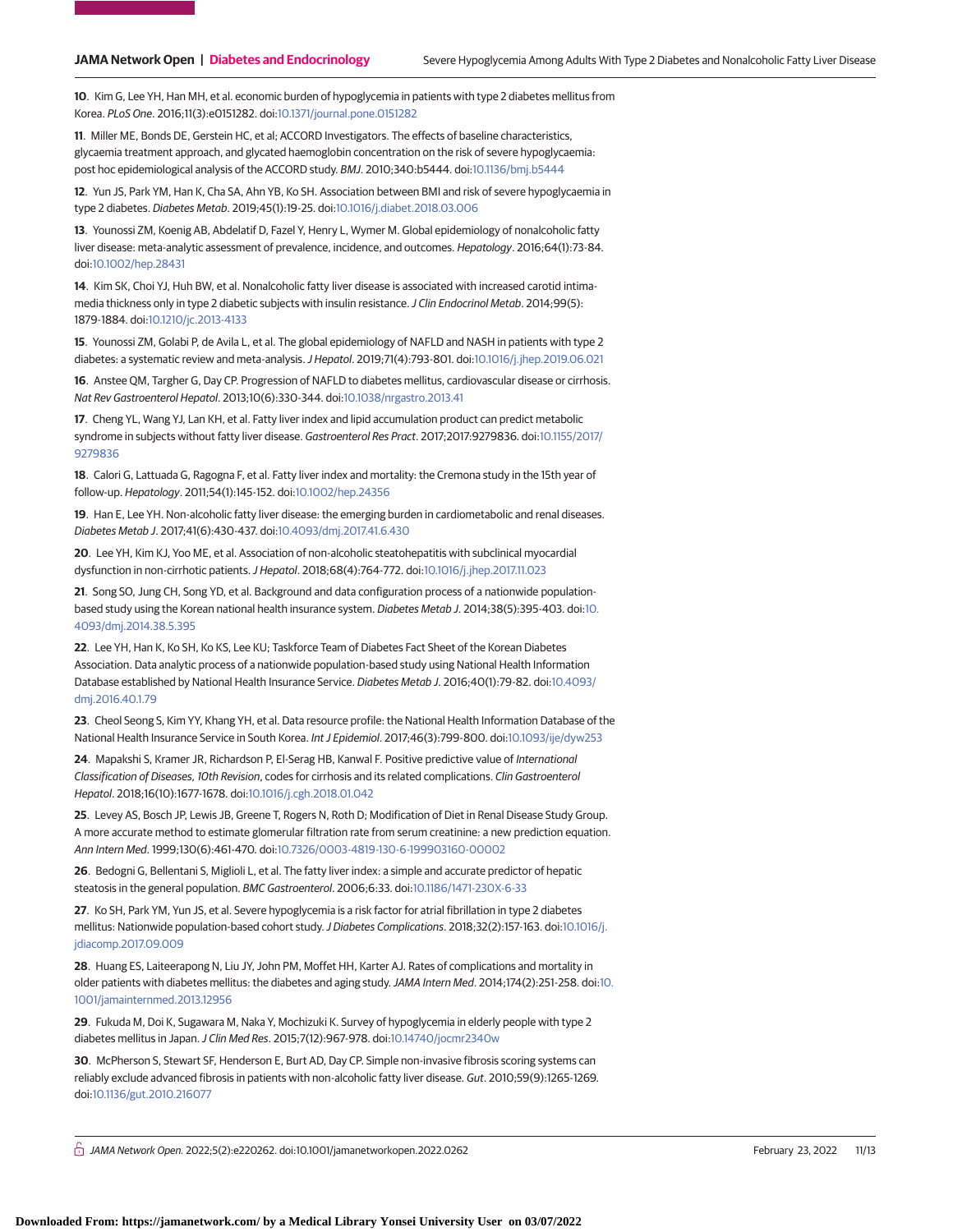10. Kim G, Lee YH, Han MH, et al. economic burden of hypoglycemia in patients with type 2 diabetes mellitus from Korea. *PLoS One*. 2016;11(3):e0151282. doi:10.1371/journal.pone.0151282

11. Miller ME, Bonds DE, Gerstein HC, et al; ACCORD Investigators. The effects of baseline characteristics, glycaemia treatment approach, and glycated haemoglobin concentration on the risk of severe hypoglycaemia: post hoc epidemiological analysis of the ACCORD study. *BMJ*. 2010;340:b5444. doi:10.1136/bmj.b5444

12. Yun JS, Park YM, Han K, Cha SA, Ahn YB, Ko SH. Association between BMI and risk of severe hypoglycaemia in type 2 diabetes. *Diabetes Metab*. 2019;45(1):19-25. doi:10.1016/j.diabet.2018.03.006

13. Younossi ZM, Koenig AB, Abdelatif D, Fazel Y, Henry L, Wymer M. Global epidemiology of nonalcoholic fatty liver disease: meta-analytic assessment of prevalence, incidence, and outcomes. *Hepatology*. 2016;64(1):73-84. doi:10.1002/hep.28431

14. Kim SK, Choi YJ, Huh BW, et al. Nonalcoholic fatty liver disease is associated with increased carotid intima-media thickness only in type 2 diabetic subjects with insulin resistance. *J Clin Endocrinol Metab*. 2014;99(5):1879-1884. doi:10.1210/jc.2013-4133

15. Younossi ZM, Golabi P, de Avila L, et al. The global epidemiology of NAFLD and NASH in patients with type 2 diabetes: a systematic review and meta-analysis. *J Hepatol*. 2019;71(4):793-801. doi:10.1016/j.jhep.2019.06.021

16. Anstee QM, Targher G, Day CP. Progression of NAFLD to diabetes mellitus, cardiovascular disease or cirrhosis. *Nat Rev Gastroenterol Hepatol*. 2013;10(6):330-344. doi:10.1038/nrgastro.2013.41

17. Cheng YL, Wang YJ, Lan KH, et al. Fatty liver index and lipid accumulation product can predict metabolic syndrome in subjects without fatty liver disease. *Gastroenterol Res Pract*. 2017;2017:9279836. doi:10.1155/2017/9279836

18. Calori G, Lattuada G, Ragogna F, et al. Fatty liver index and mortality: the Cremona study in the 15th year of follow-up. *Hepatology*. 2011;54(1):145-152. doi:10.1002/hep.24356

19. Han E, Lee YH. Non-alcoholic fatty liver disease: the emerging burden in cardiometabolic and renal diseases. *Diabetes Metab J*. 2017;41(6):430-437. doi:10.4093/dmj.2017.41.6.430

20. Lee YH, Kim KJ, Yoo ME, et al. Association of non-alcoholic steatohepatitis with subclinical myocardial dysfunction in non-cirrhotic patients. *J Hepatol*. 2018;68(4):764-772. doi:10.1016/j.jhep.2017.11.023

21. Song SO, Jung CH, Song YD, et al. Background and data configuration process of a nationwide population-based study using the Korean national health insurance system. *Diabetes Metab J*. 2014;38(5):395-403. doi:10.4093/dmj.2014.38.5.395

22. Lee YH, Han K, Ko SH, Ko KS, Lee KU; Taskforce Team of Diabetes Fact Sheet of the Korean Diabetes Association. Data analytic process of a nationwide population-based study using National Health Information Database established by National Health Insurance Service. *Diabetes Metab J*. 2016;40(1):79-82. doi:10.4093/dmj.2016.40.1.79

23. Cheol Seong S, Kim YY, Khang YH, et al. Data resource profile: the National Health Information Database of the National Health Insurance Service in South Korea. *Int J Epidemiol*. 2017;46(3):799-800. doi:10.1093/ije/dyw253

24. Mapakshi S, Kramer JR, Richardson P, El-Serag HB, Kanwal F. Positive predictive value of *International Classification of Diseases, 10th Revision*, codes for cirrhosis and its related complications. *Clin Gastroenterol Hepatol*. 2018;16(10):1677-1678. doi:10.1016/j.cgh.2018.01.042

25. Levey AS, Bosch JP, Lewis JB, Greene T, Rogers N, Roth D; Modification of Diet in Renal Disease Study Group. A more accurate method to estimate glomerular filtration rate from serum creatinine: a new prediction equation. *Ann Intern Med*. 1999;130(6):461-470. doi:10.7326/0003-4819-130-6-199903160-00002

26. Bedogni G, Bellentani S, Miglioli L, et al. The fatty liver index: a simple and accurate predictor of hepatic steatosis in the general population. *BMC Gastroenterol*. 2006;6:33. doi:10.1186/1471-230X-6-33

27. Ko SH, Park YM, Yun JS, et al. Severe hypoglycemia is a risk factor for atrial fibrillation in type 2 diabetes mellitus: Nationwide population-based cohort study. *J Diabetes Complications*. 2018;32(2):157-163. doi:10.1016/j.jdiacomp.2017.09.009

28. Huang ES, Laiteerapong N, Liu JY, John PM, Moffet HH, Karter AJ. Rates of complications and mortality in older patients with diabetes mellitus: the diabetes and aging study. *JAMA Intern Med*. 2014;174(2):251-258. doi:10.1001/jamainternmed.2013.12956

29. Fukuda M, Doi K, Sugawara M, Naka Y, Mochizuki K. Survey of hypoglycemia in elderly people with type 2 diabetes mellitus in Japan. *J Clin Med Res*. 2015;7(12):967-978. doi:10.14740/jocmr2340w

30. McPherson S, Stewart SF, Henderson E, Burt AD, Day CP. Simple non-invasive fibrosis scoring systems can reliably exclude advanced fibrosis in patients with non-alcoholic fatty liver disease. *Gut*. 2010;59(9):1265-1269. doi:10.1136/gut.2010.216077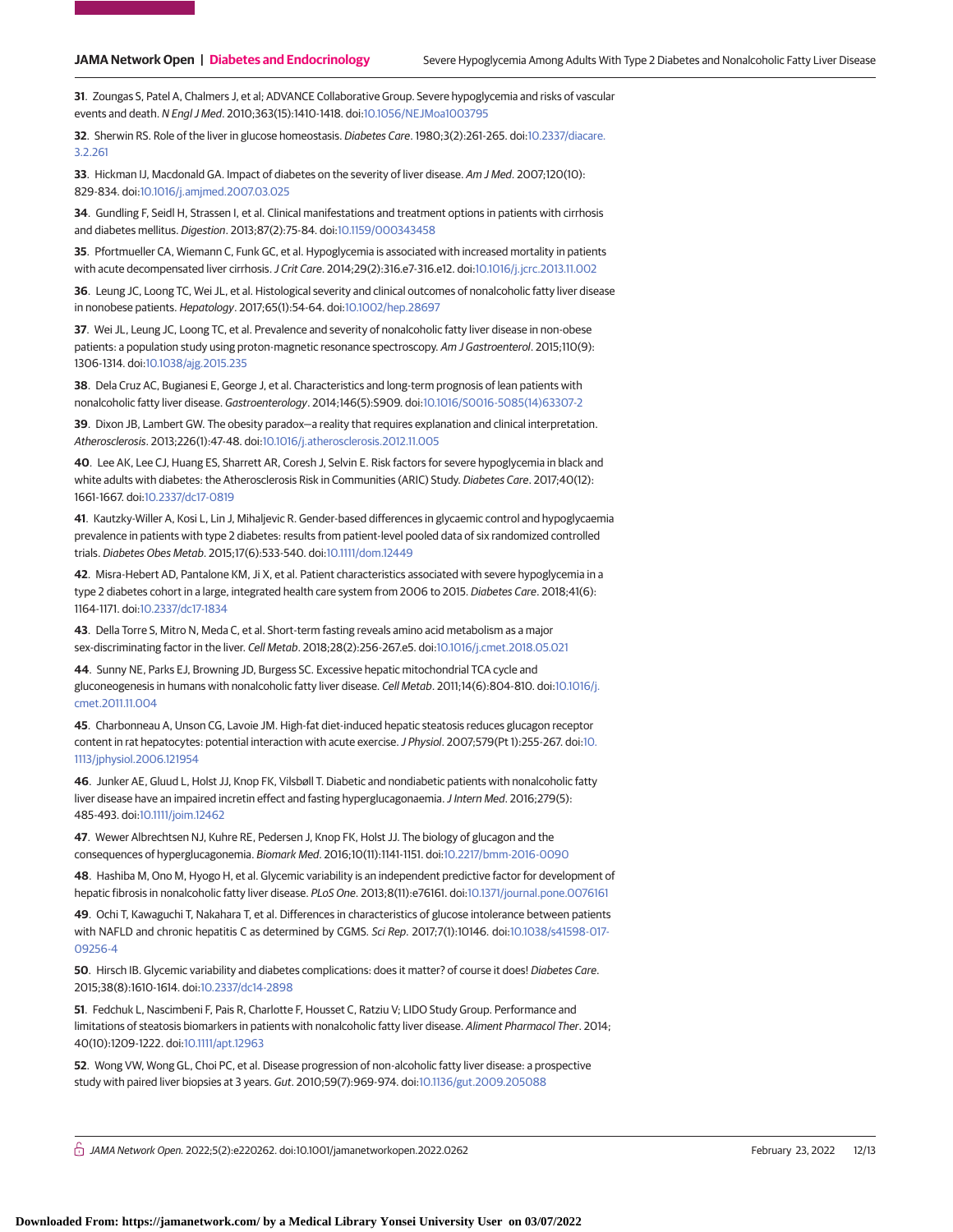31. Zoungas S, Patel A, Chalmers J, et al; ADVANCE Collaborative Group. Severe hypoglycemia and risks of vascular events and death. *N Engl J Med*. 2010;363(15):1410-1418. doi:10.1056/NEJMoa1003795

32. Sherwin RS. Role of the liver in glucose homeostasis. *Diabetes Care*. 1980;3(2):261-265. doi:10.2337/diacare.3.2.261

33. Hickman IJ, Macdonald GA. Impact of diabetes on the severity of liver disease. *Am J Med*. 2007;120(10):829-834. doi:10.1016/j.amjmed.2007.03.025

34. Gundling F, Seidl H, Strassen I, et al. Clinical manifestations and treatment options in patients with cirrhosis and diabetes mellitus. *Digestion*. 2013;87(2):75-84. doi:10.1159/000343458

35. Pfortmueller CA, Wiemann C, Funk GC, et al. Hypoglycemia is associated with increased mortality in patients with acute decompensated liver cirrhosis. *J Crit Care*. 2014;29(2):316.e7-316.e12. doi:10.1016/j.jcrc.2013.11.002

36. Leung JC, Loong TC, Wei JL, et al. Histological severity and clinical outcomes of nonalcoholic fatty liver disease in nonobese patients. *Hepatology*. 2017;65(1):54-64. doi:10.1002/hep.28697

37. Wei JL, Leung JC, Loong TC, et al. Prevalence and severity of nonalcoholic fatty liver disease in non-obese patients: a population study using proton-magnetic resonance spectroscopy. *Am J Gastroenterol*. 2015;110(9):1306-1314. doi:10.1038/ajg.2015.235

38. Dela Cruz AC, Bugianesi E, George J, et al. Characteristics and long-term prognosis of lean patients with nonalcoholic fatty liver disease. *Gastroenterology*. 2014;146(5):S909. doi:10.1016/S0016-5085(14)63307-2

39. Dixon JB, Lambert GW. The obesity paradox—a reality that requires explanation and clinical interpretation. *Atherosclerosis*. 2013;226(1):47-48. doi:10.1016/j.atherosclerosis.2012.11.005

40. Lee AK, Lee CJ, Huang ES, Sharrett AR, Coresh J, Selvin E. Risk factors for severe hypoglycemia in black and white adults with diabetes: the Atherosclerosis Risk in Communities (ARIC) Study. *Diabetes Care*. 2017;40(12):1661-1667. doi:10.2337/dc17-0819

41. Kautzky-Willer A, Kosi L, Lin J, Mihaljevic R. Gender-based differences in glycaemic control and hypoglycaemia prevalence in patients with type 2 diabetes: results from patient-level pooled data of six randomized controlled trials. *Diabetes Obes Metab*. 2015;17(6):533-540. doi:10.1111/dom.12449

42. Misra-Hebert AD, Pantalone KM, Ji X, et al. Patient characteristics associated with severe hypoglycemia in a type 2 diabetes cohort in a large, integrated health care system from 2006 to 2015. *Diabetes Care*. 2018;41(6):1164-1171. doi:10.2337/dc17-1834

43. Della Torre S, Mitro N, Meda C, et al. Short-term fasting reveals amino acid metabolism as a major sex-discriminating factor in the liver. *Cell Metab*. 2018;28(2):256-267.e5. doi:10.1016/j.cmet.2018.05.021

44. Sunny NE, Parks EJ, Browning JD, Burgess SC. Excessive hepatic mitochondrial TCA cycle and gluconeogenesis in humans with nonalcoholic fatty liver disease. *Cell Metab*. 2011;14(6):804-810. doi:10.1016/j.cmet.2011.11.004

45. Charbonneau A, Unson CG, Lavoie JM. High-fat diet-induced hepatic steatosis reduces glucagon receptor content in rat hepatocytes: potential interaction with acute exercise. *J Physiol*. 2007;579(Pt 1):255-267. doi:10.1113/jphysiol.2006.121954

46. Junker AE, Gluud L, Holst JJ, Knop FK, Vilsbøll T. Diabetic and nondiabetic patients with nonalcoholic fatty liver disease have an impaired incretin effect and fasting hyperglucagonaemia. *J Intern Med*. 2016;279(5):485-493. doi:10.1111/joim.12462

47. Wewer Albrechtsen NJ, Kuhre RE, Pedersen J, Knop FK, Holst JJ. The biology of glucagon and the consequences of hyperglucagonemia. *Biomark Med*. 2016;10(11):1141-1151. doi:10.2217/bmm-2016-0090

48. Hashiba M, Ono M, Hyogo H, et al. Glycemic variability is an independent predictive factor for development of hepatic fibrosis in nonalcoholic fatty liver disease. *PLoS One*. 2013;8(11):e76161. doi:10.1371/journal.pone.0076161

49. Ochi T, Kawaguchi T, Nakahara T, et al. Differences in characteristics of glucose intolerance between patients with NAFLD and chronic hepatitis C as determined by CGMS. *Sci Rep*. 2017;7(1):10146. doi:10.1038/s41598-017-09256-4

50. Hirsch IB. Glycemic variability and diabetes complications: does it matter? of course it does! *Diabetes Care*. 2015;38(8):1610-1614. doi:10.2337/dc14-2898

51. Fedchuk L, Nascimbeni F, Pais R, Charlotte F, Housset C, Ratziu V; LIDO Study Group. Performance and limitations of steatosis biomarkers in patients with nonalcoholic fatty liver disease. *Aliment Pharmacol Ther*. 2014;40(10):1209-1222. doi:10.1111/apt.12963

52. Wong VW, Wong GL, Choi PC, et al. Disease progression of non-alcoholic fatty liver disease: a prospective study with paired liver biopsies at 3 years. *Gut*. 2010;59(7):969-974. doi:10.1136/gut.2009.205088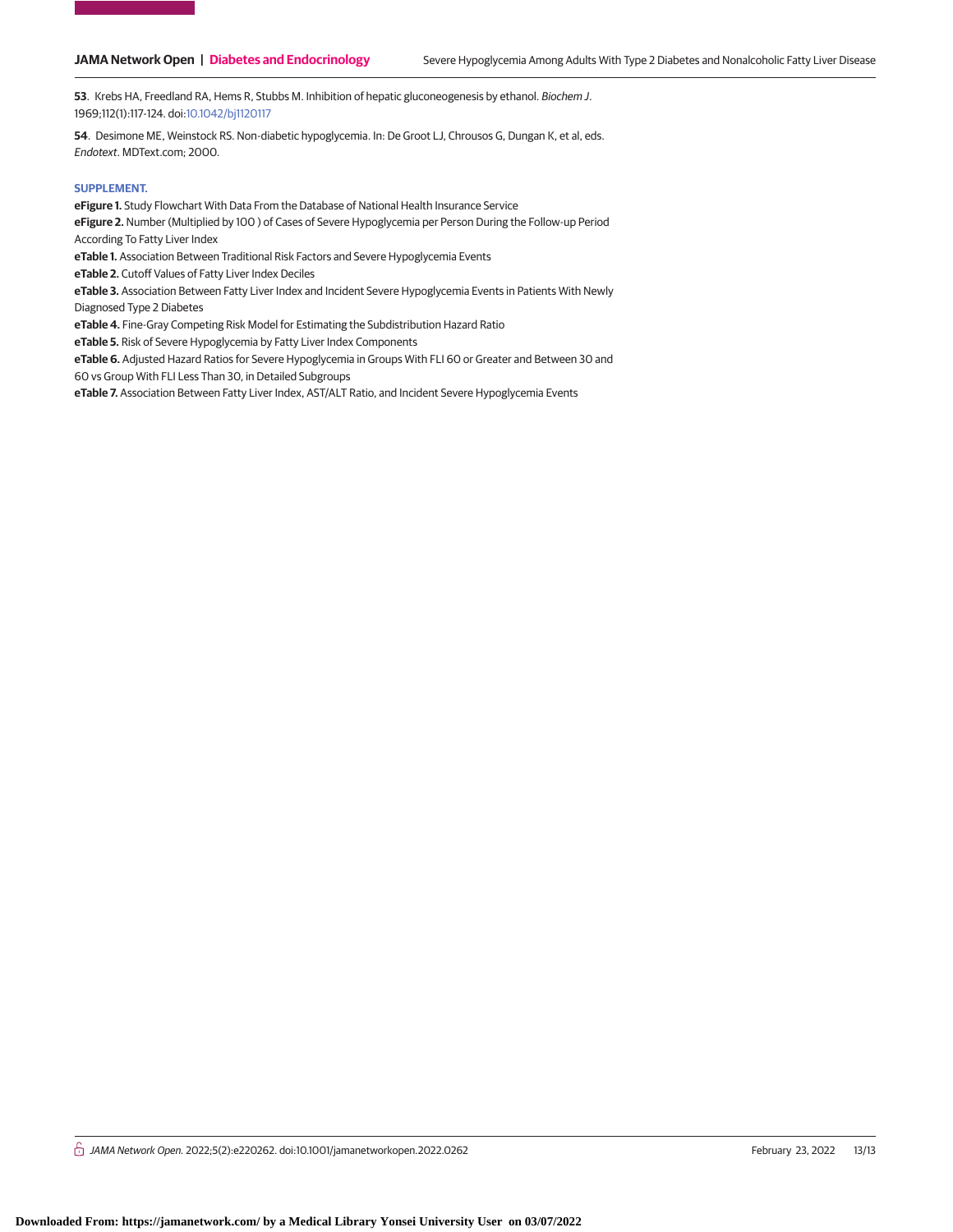53. Krebs HA, Freedland RA, Hems R, Stubbs M. Inhibition of hepatic gluconeogenesis by ethanol. *Biochem J*. 1969;112(1):117-124. doi:10.1042/bj1120117

54. Desimone ME, Weinstock RS. Non-diabetic hypoglycemia. In: De Groot LJ, Chrousos G, Dungan K, et al, eds. *Endotext*. MDText.com; 2000.

**SUPPLEMENT.**

**eFigure 1.** Study Flowchart With Data From the Database of National Health Insurance Service
**eFigure 2.** Number (Multiplied by 100 ) of Cases of Severe Hypoglycemia per Person During the Follow-up Period According To Fatty Liver Index
**eTable 1.** Association Between Traditional Risk Factors and Severe Hypoglycemia Events
**eTable 2.** Cutoff Values of Fatty Liver Index Deciles
**eTable 3.** Association Between Fatty Liver Index and Incident Severe Hypoglycemia Events in Patients With Newly Diagnosed Type 2 Diabetes
**eTable 4.** Fine-Gray Competing Risk Model for Estimating the Subdistribution Hazard Ratio
**eTable 5.** Risk of Severe Hypoglycemia by Fatty Liver Index Components
**eTable 6.** Adjusted Hazard Ratios for Severe Hypoglycemia in Groups With FLI 60 or Greater and Between 30 and 60 vs Group With FLI Less Than 30, in Detailed Subgroups
**eTable 7.** Association Between Fatty Liver Index, AST/ALT Ratio, and Incident Severe Hypoglycemia Events